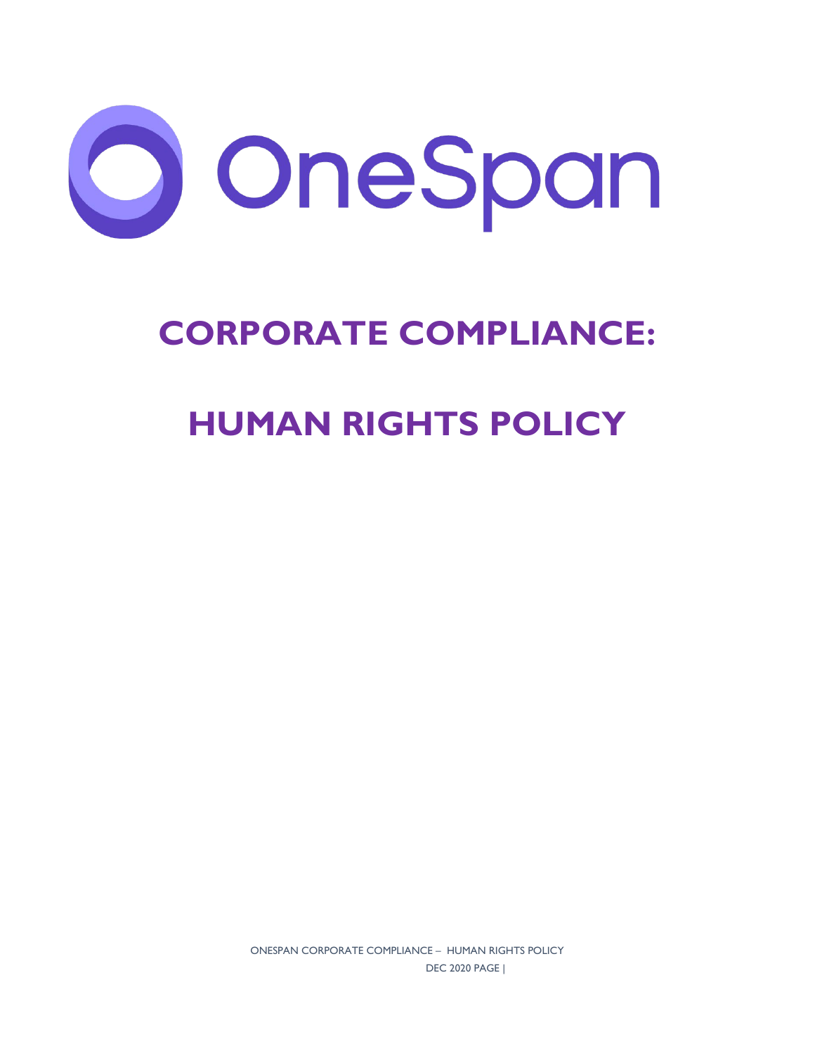OneSpan

# CORPORATE COMPLIANCE:

# HUMAN RIGHTS POLICY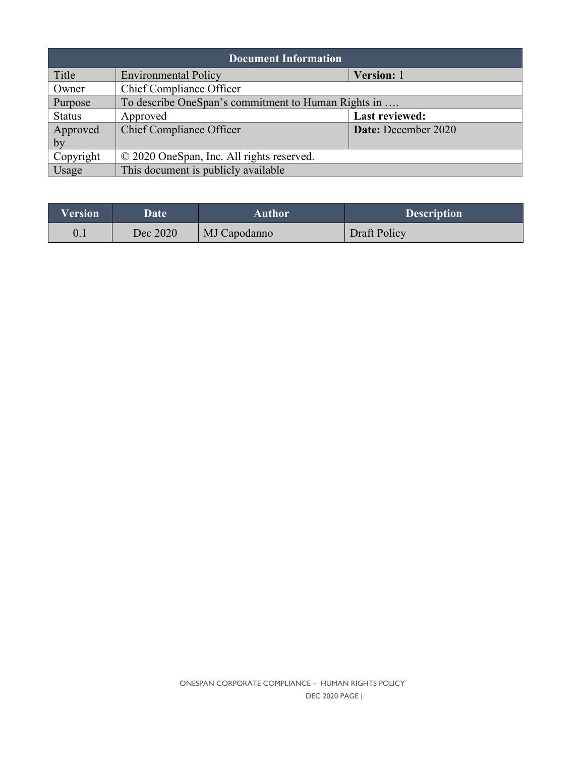| Document Information | | |
|---|---|---|
| Title | Environmental Policy | **Version:** 1 |
| Owner | Chief Compliance Officer | |
| Purpose | To describe OneSpan's commitment to Human Rights in …. | |
| Status | Approved | **Last reviewed:** |
| Approved by | Chief Compliance Officer | **Date:** December 2020 |
| Copyright | © 2020 OneSpan, Inc. All rights reserved. | |
| Usage | This document is publicly available | |

| Version | Date | Author | Description |
|---|---|---|---|
| 0.1 | Dec 2020 | MJ Capodanno | Draft Policy |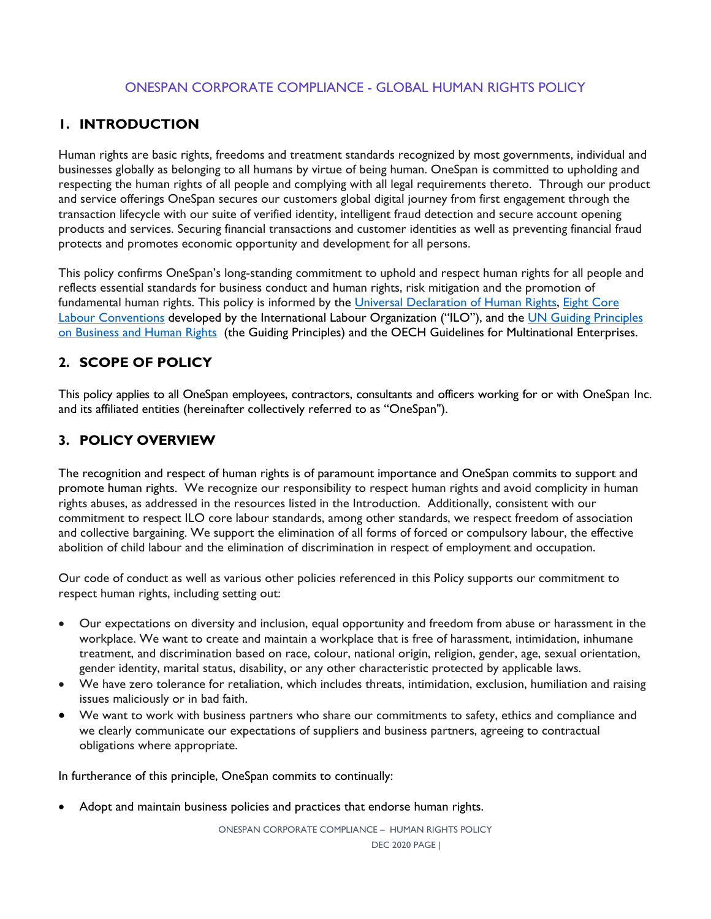ONESPAN CORPORATE COMPLIANCE - GLOBAL HUMAN RIGHTS POLICY

## 1. INTRODUCTION

Human rights are basic rights, freedoms and treatment standards recognized by most governments, individual and businesses globally as belonging to all humans by virtue of being human. OneSpan is committed to upholding and respecting the human rights of all people and complying with all legal requirements thereto. Through our product and service offerings OneSpan secures our customers global digital journey from first engagement through the transaction lifecycle with our suite of verified identity, intelligent fraud detection and secure account opening products and services. Securing financial transactions and customer identities as well as preventing financial fraud protects and promotes economic opportunity and development for all persons.

This policy confirms OneSpan's long-standing commitment to uphold and respect human rights for all people and reflects essential standards for business conduct and human rights, risk mitigation and the promotion of fundamental human rights. This policy is informed by the Universal Declaration of Human Rights, Eight Core Labour Conventions developed by the International Labour Organization ("ILO"), and the UN Guiding Principles on Business and Human Rights (the Guiding Principles) and the OECH Guidelines for Multinational Enterprises.

## 2. SCOPE OF POLICY

This policy applies to all OneSpan employees, contractors, consultants and officers working for or with OneSpan Inc. and its affiliated entities (hereinafter collectively referred to as "OneSpan").

## 3. POLICY OVERVIEW

The recognition and respect of human rights is of paramount importance and OneSpan commits to support and promote human rights. We recognize our responsibility to respect human rights and avoid complicity in human rights abuses, as addressed in the resources listed in the Introduction. Additionally, consistent with our commitment to respect ILO core labour standards, among other standards, we respect freedom of association and collective bargaining. We support the elimination of all forms of forced or compulsory labour, the effective abolition of child labour and the elimination of discrimination in respect of employment and occupation.

Our code of conduct as well as various other policies referenced in this Policy supports our commitment to respect human rights, including setting out:

- Our expectations on diversity and inclusion, equal opportunity and freedom from abuse or harassment in the workplace. We want to create and maintain a workplace that is free of harassment, intimidation, inhumane treatment, and discrimination based on race, colour, national origin, religion, gender, age, sexual orientation, gender identity, marital status, disability, or any other characteristic protected by applicable laws.
- We have zero tolerance for retaliation, which includes threats, intimidation, exclusion, humiliation and raising issues maliciously or in bad faith.
- We want to work with business partners who share our commitments to safety, ethics and compliance and we clearly communicate our expectations of suppliers and business partners, agreeing to contractual obligations where appropriate.

In furtherance of this principle, OneSpan commits to continually:

- Adopt and maintain business policies and practices that endorse human rights.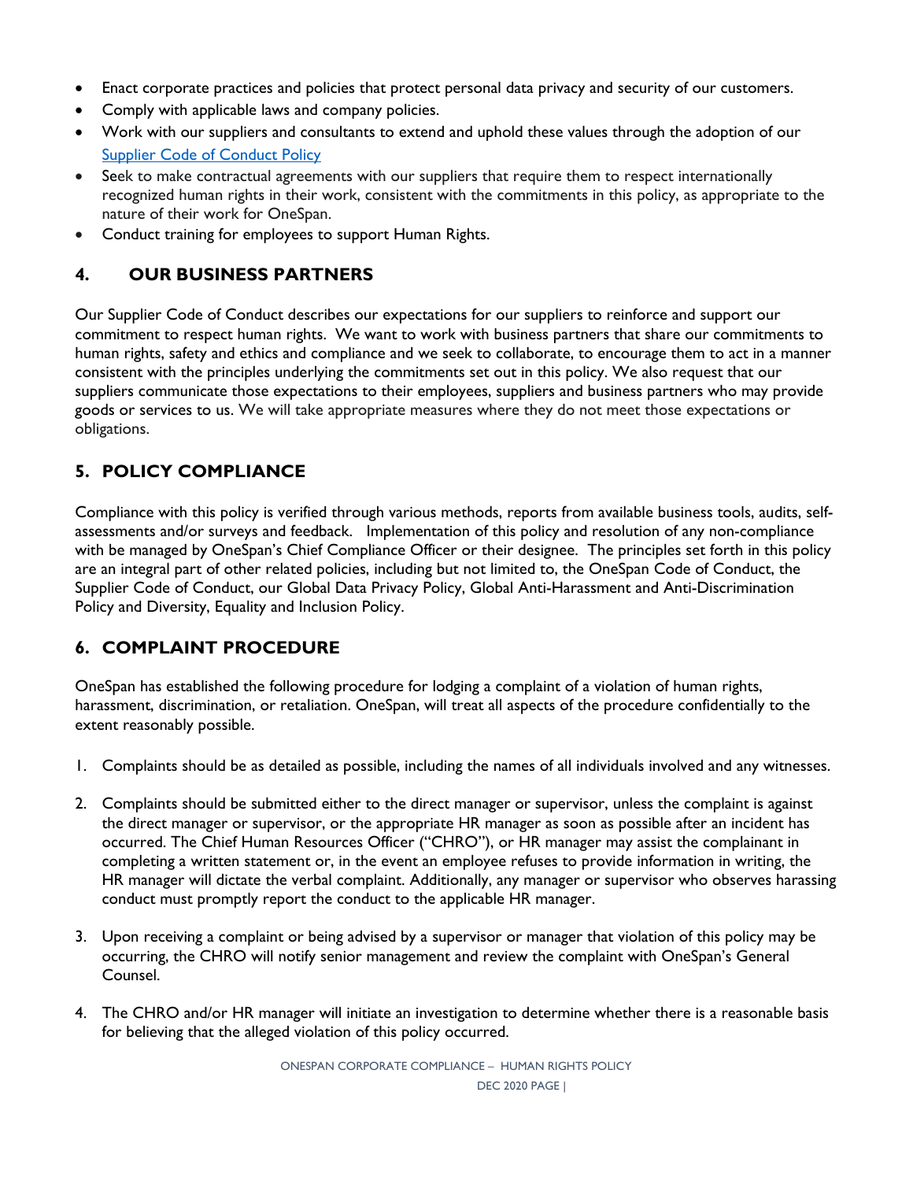- Enact corporate practices and policies that protect personal data privacy and security of our customers.
- Comply with applicable laws and company policies.
- Work with our suppliers and consultants to extend and uphold these values through the adoption of our [Supplier Code of Conduct Policy]
- Seek to make contractual agreements with our suppliers that require them to respect internationally recognized human rights in their work, consistent with the commitments in this policy, as appropriate to the nature of their work for OneSpan.
- Conduct training for employees to support Human Rights.

## 4. OUR BUSINESS PARTNERS

Our Supplier Code of Conduct describes our expectations for our suppliers to reinforce and support our commitment to respect human rights. We want to work with business partners that share our commitments to human rights, safety and ethics and compliance and we seek to collaborate, to encourage them to act in a manner consistent with the principles underlying the commitments set out in this policy. We also request that our suppliers communicate those expectations to their employees, suppliers and business partners who may provide goods or services to us. We will take appropriate measures where they do not meet those expectations or obligations.

## 5. POLICY COMPLIANCE

Compliance with this policy is verified through various methods, reports from available business tools, audits, self-assessments and/or surveys and feedback. Implementation of this policy and resolution of any non-compliance with be managed by OneSpan's Chief Compliance Officer or their designee. The principles set forth in this policy are an integral part of other related policies, including but not limited to, the OneSpan Code of Conduct, the Supplier Code of Conduct, our Global Data Privacy Policy, Global Anti-Harassment and Anti-Discrimination Policy and Diversity, Equality and Inclusion Policy.

## 6. COMPLAINT PROCEDURE

OneSpan has established the following procedure for lodging a complaint of a violation of human rights, harassment, discrimination, or retaliation. OneSpan, will treat all aspects of the procedure confidentially to the extent reasonably possible.

1. Complaints should be as detailed as possible, including the names of all individuals involved and any witnesses.

2. Complaints should be submitted either to the direct manager or supervisor, unless the complaint is against the direct manager or supervisor, or the appropriate HR manager as soon as possible after an incident has occurred. The Chief Human Resources Officer ("CHRO"), or HR manager may assist the complainant in completing a written statement or, in the event an employee refuses to provide information in writing, the HR manager will dictate the verbal complaint. Additionally, any manager or supervisor who observes harassing conduct must promptly report the conduct to the applicable HR manager.

3. Upon receiving a complaint or being advised by a supervisor or manager that violation of this policy may be occurring, the CHRO will notify senior management and review the complaint with OneSpan's General Counsel.

4. The CHRO and/or HR manager will initiate an investigation to determine whether there is a reasonable basis for believing that the alleged violation of this policy occurred.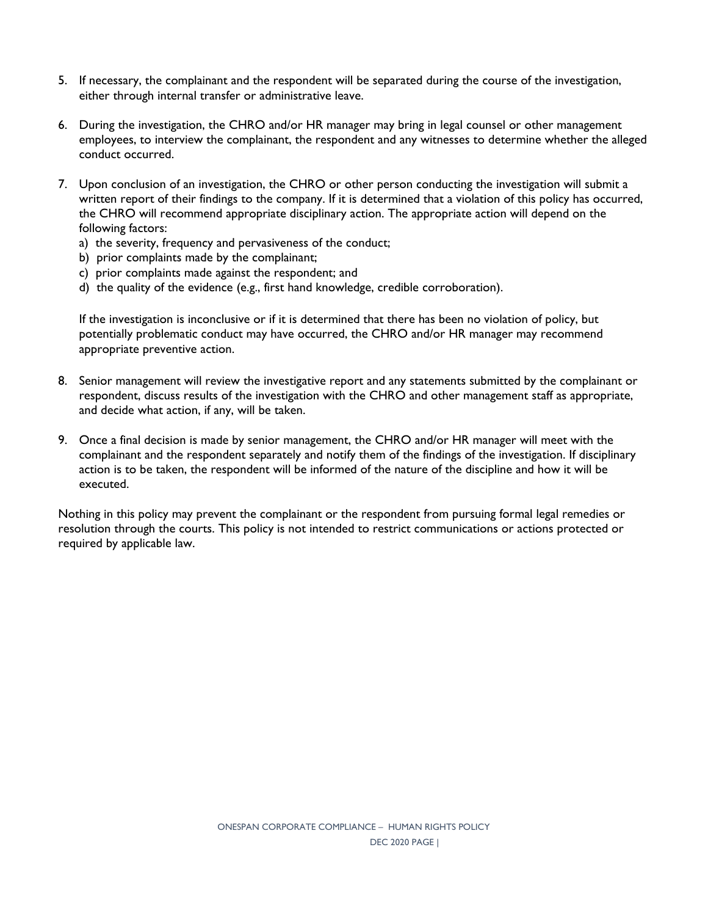5. If necessary, the complainant and the respondent will be separated during the course of the investigation, either through internal transfer or administrative leave.

6. During the investigation, the CHRO and/or HR manager may bring in legal counsel or other management employees, to interview the complainant, the respondent and any witnesses to determine whether the alleged conduct occurred.

7. Upon conclusion of an investigation, the CHRO or other person conducting the investigation will submit a written report of their findings to the company. If it is determined that a violation of this policy has occurred, the CHRO will recommend appropriate disciplinary action. The appropriate action will depend on the following factors:
   a) the severity, frequency and pervasiveness of the conduct;
   b) prior complaints made by the complainant;
   c) prior complaints made against the respondent; and
   d) the quality of the evidence (e.g., first hand knowledge, credible corroboration).

   If the investigation is inconclusive or if it is determined that there has been no violation of policy, but potentially problematic conduct may have occurred, the CHRO and/or HR manager may recommend appropriate preventive action.

8. Senior management will review the investigative report and any statements submitted by the complainant or respondent, discuss results of the investigation with the CHRO and other management staff as appropriate, and decide what action, if any, will be taken.

9. Once a final decision is made by senior management, the CHRO and/or HR manager will meet with the complainant and the respondent separately and notify them of the findings of the investigation. If disciplinary action is to be taken, the respondent will be informed of the nature of the discipline and how it will be executed.

Nothing in this policy may prevent the complainant or the respondent from pursuing formal legal remedies or resolution through the courts. This policy is not intended to restrict communications or actions protected or required by applicable law.